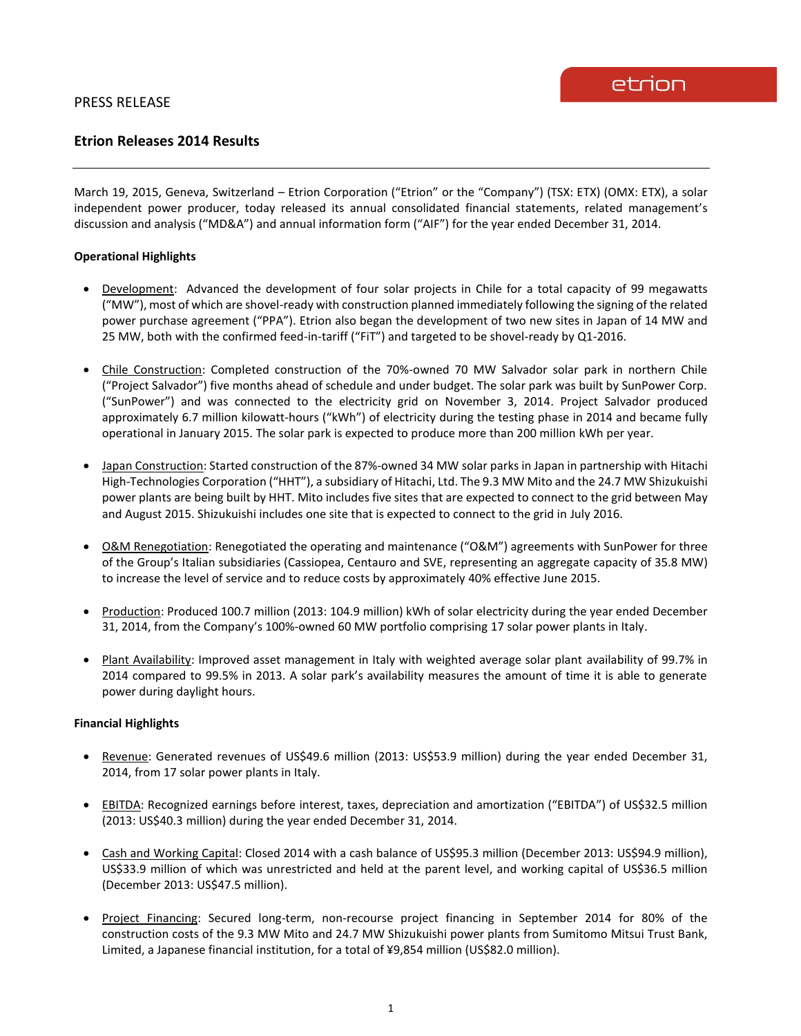PRESS RELEASE

etrion

# Etrion Releases 2014 Results

March 19, 2015, Geneva, Switzerland – Etrion Corporation ("Etrion" or the "Company") (TSX: ETX) (OMX: ETX), a solar independent power producer, today released its annual consolidated financial statements, related management's discussion and analysis ("MD&A") and annual information form ("AIF") for the year ended December 31, 2014.

**Operational Highlights**

- Development: Advanced the development of four solar projects in Chile for a total capacity of 99 megawatts ("MW"), most of which are shovel-ready with construction planned immediately following the signing of the related power purchase agreement ("PPA"). Etrion also began the development of two new sites in Japan of 14 MW and 25 MW, both with the confirmed feed-in-tariff ("FiT") and targeted to be shovel-ready by Q1-2016.

- Chile Construction: Completed construction of the 70%-owned 70 MW Salvador solar park in northern Chile ("Project Salvador") five months ahead of schedule and under budget. The solar park was built by SunPower Corp. ("SunPower") and was connected to the electricity grid on November 3, 2014. Project Salvador produced approximately 6.7 million kilowatt-hours ("kWh") of electricity during the testing phase in 2014 and became fully operational in January 2015. The solar park is expected to produce more than 200 million kWh per year.

- Japan Construction: Started construction of the 87%-owned 34 MW solar parks in Japan in partnership with Hitachi High-Technologies Corporation ("HHT"), a subsidiary of Hitachi, Ltd. The 9.3 MW Mito and the 24.7 MW Shizukuishi power plants are being built by HHT. Mito includes five sites that are expected to connect to the grid between May and August 2015. Shizukuishi includes one site that is expected to connect to the grid in July 2016.

- O&M Renegotiation: Renegotiated the operating and maintenance ("O&M") agreements with SunPower for three of the Group's Italian subsidiaries (Cassiopea, Centauro and SVE, representing an aggregate capacity of 35.8 MW) to increase the level of service and to reduce costs by approximately 40% effective June 2015.

- Production: Produced 100.7 million (2013: 104.9 million) kWh of solar electricity during the year ended December 31, 2014, from the Company's 100%-owned 60 MW portfolio comprising 17 solar power plants in Italy.

- Plant Availability: Improved asset management in Italy with weighted average solar plant availability of 99.7% in 2014 compared to 99.5% in 2013. A solar park's availability measures the amount of time it is able to generate power during daylight hours.

**Financial Highlights**

- Revenue: Generated revenues of US$49.6 million (2013: US$53.9 million) during the year ended December 31, 2014, from 17 solar power plants in Italy.

- EBITDA: Recognized earnings before interest, taxes, depreciation and amortization ("EBITDA") of US$32.5 million (2013: US$40.3 million) during the year ended December 31, 2014.

- Cash and Working Capital: Closed 2014 with a cash balance of US$95.3 million (December 2013: US$94.9 million), US$33.9 million of which was unrestricted and held at the parent level, and working capital of US$36.5 million (December 2013: US$47.5 million).

- Project Financing: Secured long-term, non-recourse project financing in September 2014 for 80% of the construction costs of the 9.3 MW Mito and 24.7 MW Shizukuishi power plants from Sumitomo Mitsui Trust Bank, Limited, a Japanese financial institution, for a total of ¥9,854 million (US$82.0 million).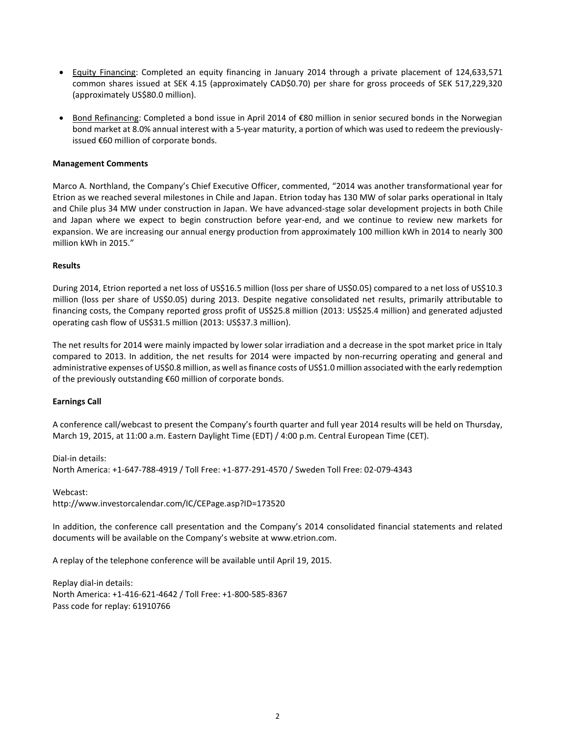- Equity Financing: Completed an equity financing in January 2014 through a private placement of 124,633,571 common shares issued at SEK 4.15 (approximately CAD$0.70) per share for gross proceeds of SEK 517,229,320 (approximately US$80.0 million).

- Bond Refinancing: Completed a bond issue in April 2014 of €80 million in senior secured bonds in the Norwegian bond market at 8.0% annual interest with a 5-year maturity, a portion of which was used to redeem the previously-issued €60 million of corporate bonds.

**Management Comments**

Marco A. Northland, the Company's Chief Executive Officer, commented, "2014 was another transformational year for Etrion as we reached several milestones in Chile and Japan. Etrion today has 130 MW of solar parks operational in Italy and Chile plus 34 MW under construction in Japan. We have advanced-stage solar development projects in both Chile and Japan where we expect to begin construction before year-end, and we continue to review new markets for expansion. We are increasing our annual energy production from approximately 100 million kWh in 2014 to nearly 300 million kWh in 2015."

**Results**

During 2014, Etrion reported a net loss of US$16.5 million (loss per share of US$0.05) compared to a net loss of US$10.3 million (loss per share of US$0.05) during 2013. Despite negative consolidated net results, primarily attributable to financing costs, the Company reported gross profit of US$25.8 million (2013: US$25.4 million) and generated adjusted operating cash flow of US$31.5 million (2013: US$37.3 million).

The net results for 2014 were mainly impacted by lower solar irradiation and a decrease in the spot market price in Italy compared to 2013. In addition, the net results for 2014 were impacted by non-recurring operating and general and administrative expenses of US$0.8 million, as well as finance costs of US$1.0 million associated with the early redemption of the previously outstanding €60 million of corporate bonds.

**Earnings Call**

A conference call/webcast to present the Company's fourth quarter and full year 2014 results will be held on Thursday, March 19, 2015, at 11:00 a.m. Eastern Daylight Time (EDT) / 4:00 p.m. Central European Time (CET).

Dial-in details:
North America: +1-647-788-4919 / Toll Free: +1-877-291-4570 / Sweden Toll Free: 02-079-4343

Webcast:
http://www.investorcalendar.com/IC/CEPage.asp?ID=173520

In addition, the conference call presentation and the Company's 2014 consolidated financial statements and related documents will be available on the Company's website at www.etrion.com.

A replay of the telephone conference will be available until April 19, 2015.

Replay dial-in details:
North America: +1-416-621-4642 / Toll Free: +1-800-585-8367
Pass code for replay: 61910766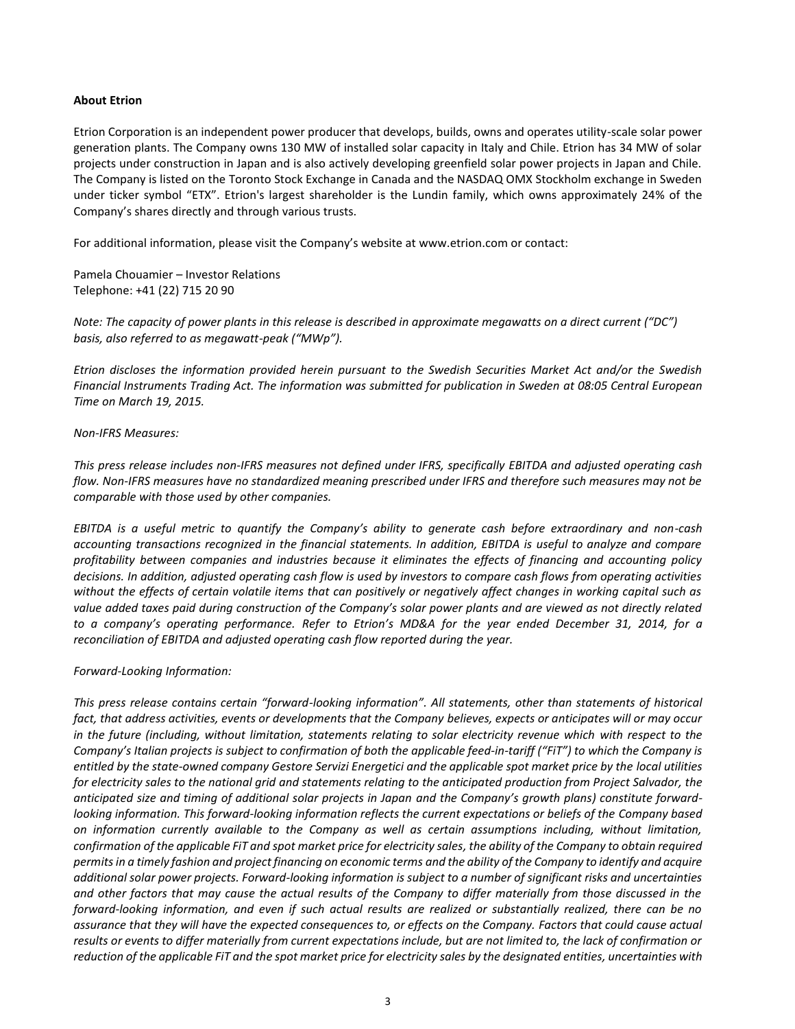**About Etrion**

Etrion Corporation is an independent power producer that develops, builds, owns and operates utility-scale solar power generation plants. The Company owns 130 MW of installed solar capacity in Italy and Chile. Etrion has 34 MW of solar projects under construction in Japan and is also actively developing greenfield solar power projects in Japan and Chile. The Company is listed on the Toronto Stock Exchange in Canada and the NASDAQ OMX Stockholm exchange in Sweden under ticker symbol "ETX". Etrion's largest shareholder is the Lundin family, which owns approximately 24% of the Company's shares directly and through various trusts.

For additional information, please visit the Company's website at www.etrion.com or contact:

Pamela Chouamier – Investor Relations
Telephone: +41 (22) 715 20 90

*Note: The capacity of power plants in this release is described in approximate megawatts on a direct current ("DC") basis, also referred to as megawatt-peak ("MWp").*

*Etrion discloses the information provided herein pursuant to the Swedish Securities Market Act and/or the Swedish Financial Instruments Trading Act. The information was submitted for publication in Sweden at 08:05 Central European Time on March 19, 2015.*

*Non-IFRS Measures:*

*This press release includes non-IFRS measures not defined under IFRS, specifically EBITDA and adjusted operating cash flow. Non-IFRS measures have no standardized meaning prescribed under IFRS and therefore such measures may not be comparable with those used by other companies.*

*EBITDA is a useful metric to quantify the Company's ability to generate cash before extraordinary and non-cash accounting transactions recognized in the financial statements. In addition, EBITDA is useful to analyze and compare profitability between companies and industries because it eliminates the effects of financing and accounting policy decisions. In addition, adjusted operating cash flow is used by investors to compare cash flows from operating activities without the effects of certain volatile items that can positively or negatively affect changes in working capital such as value added taxes paid during construction of the Company's solar power plants and are viewed as not directly related to a company's operating performance. Refer to Etrion's MD&A for the year ended December 31, 2014, for a reconciliation of EBITDA and adjusted operating cash flow reported during the year.*

*Forward-Looking Information:*

*This press release contains certain "forward-looking information". All statements, other than statements of historical fact, that address activities, events or developments that the Company believes, expects or anticipates will or may occur in the future (including, without limitation, statements relating to solar electricity revenue which with respect to the Company's Italian projects is subject to confirmation of both the applicable feed-in-tariff ("FiT") to which the Company is entitled by the state-owned company Gestore Servizi Energetici and the applicable spot market price by the local utilities for electricity sales to the national grid and statements relating to the anticipated production from Project Salvador, the anticipated size and timing of additional solar projects in Japan and the Company's growth plans) constitute forward-looking information. This forward-looking information reflects the current expectations or beliefs of the Company based on information currently available to the Company as well as certain assumptions including, without limitation, confirmation of the applicable FiT and spot market price for electricity sales, the ability of the Company to obtain required permits in a timely fashion and project financing on economic terms and the ability of the Company to identify and acquire additional solar power projects. Forward-looking information is subject to a number of significant risks and uncertainties and other factors that may cause the actual results of the Company to differ materially from those discussed in the forward-looking information, and even if such actual results are realized or substantially realized, there can be no assurance that they will have the expected consequences to, or effects on the Company. Factors that could cause actual results or events to differ materially from current expectations include, but are not limited to, the lack of confirmation or reduction of the applicable FiT and the spot market price for electricity sales by the designated entities, uncertainties with*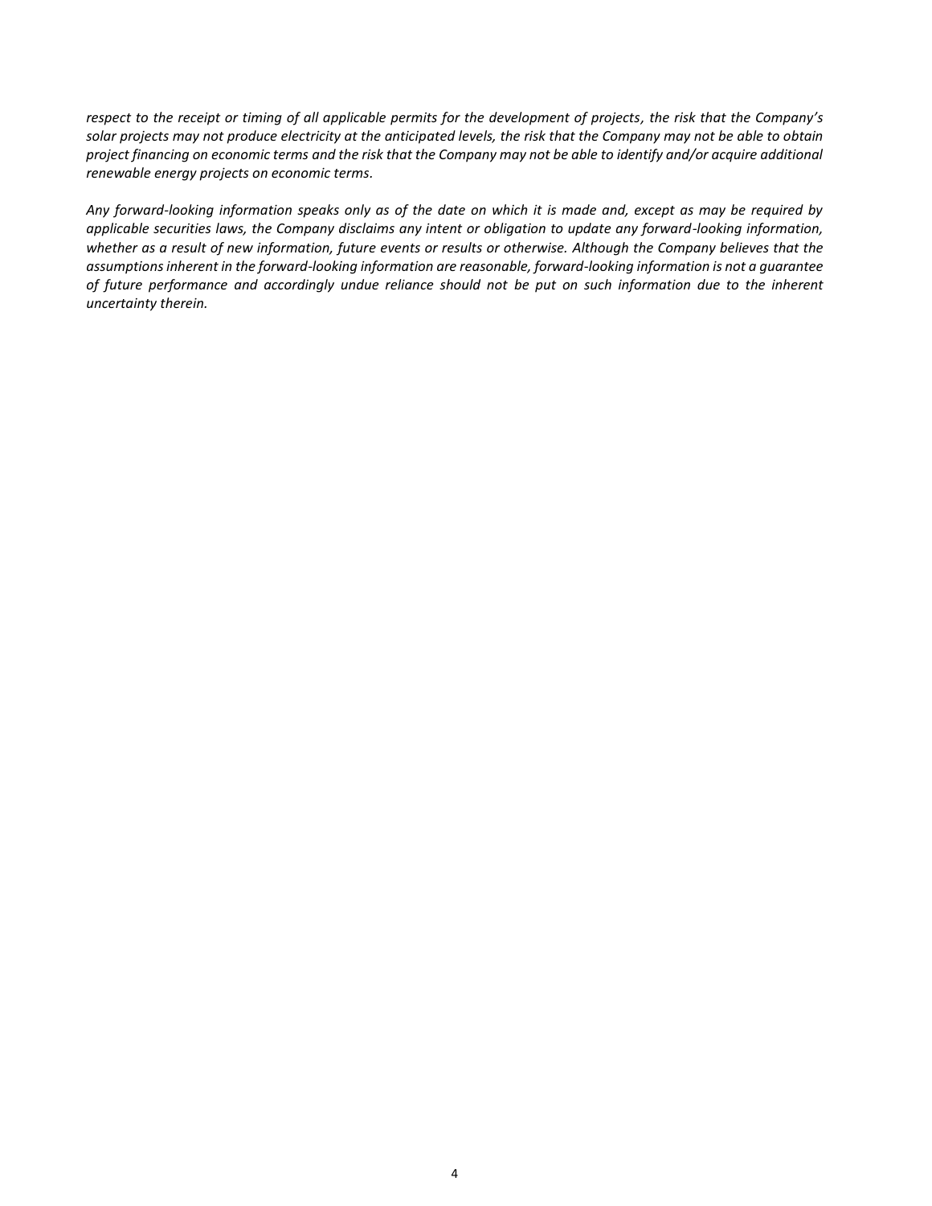*respect to the receipt or timing of all applicable permits for the development of projects, the risk that the Company's solar projects may not produce electricity at the anticipated levels, the risk that the Company may not be able to obtain project financing on economic terms and the risk that the Company may not be able to identify and/or acquire additional renewable energy projects on economic terms.*

*Any forward-looking information speaks only as of the date on which it is made and, except as may be required by applicable securities laws, the Company disclaims any intent or obligation to update any forward-looking information, whether as a result of new information, future events or results or otherwise. Although the Company believes that the assumptions inherent in the forward-looking information are reasonable, forward-looking information is not a guarantee of future performance and accordingly undue reliance should not be put on such information due to the inherent uncertainty therein.*